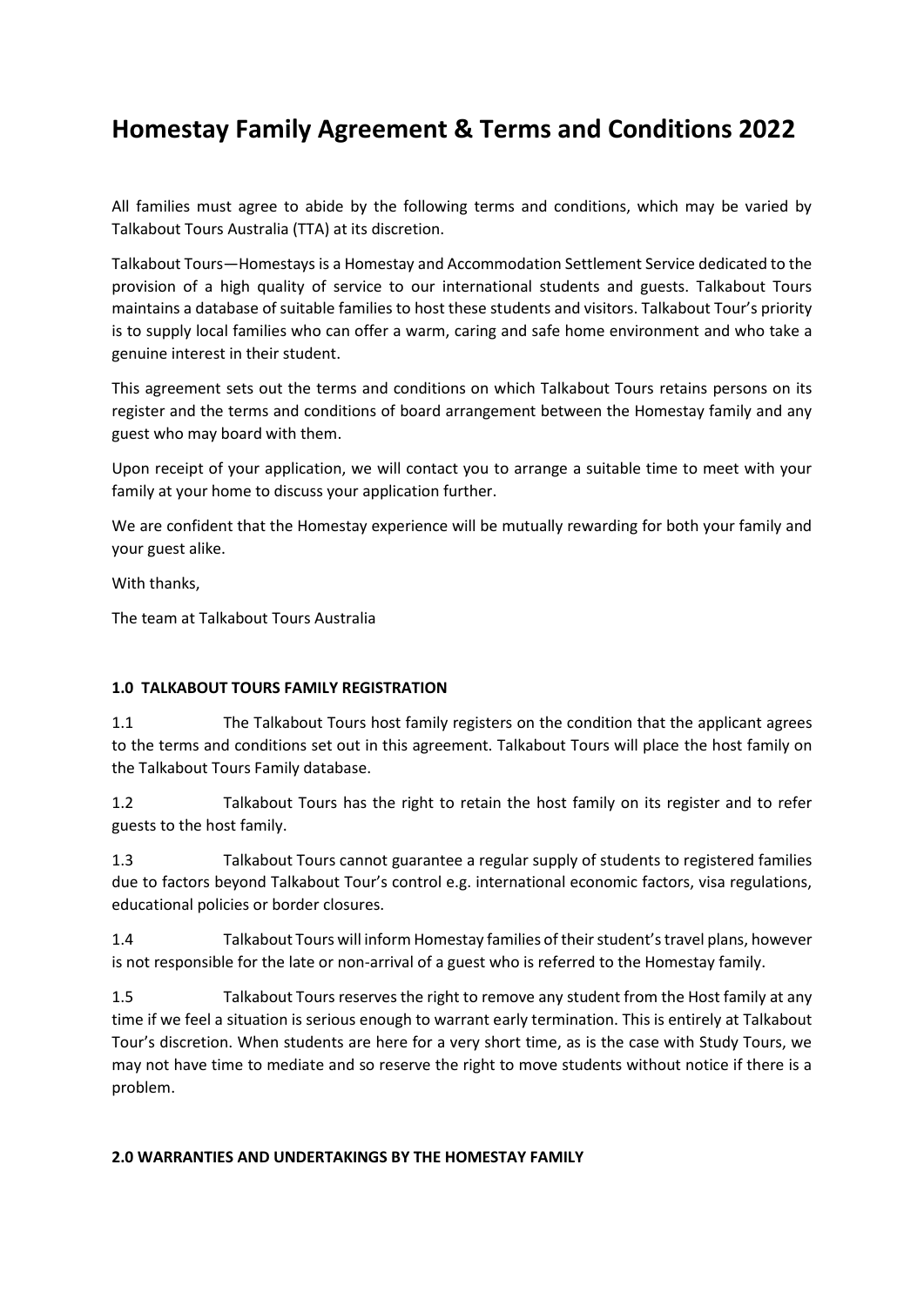# Homestay Family Agreement & Terms and Conditions 2022

All families must agree to abide by the following terms and conditions, which may be varied by Talkabout Tours Australia (TTA) at its discretion.

Talkabout Tours—Homestays is a Homestay and Accommodation Settlement Service dedicated to the provision of a high quality of service to our international students and guests. Talkabout Tours maintains a database of suitable families to host these students and visitors. Talkabout Tour's priority is to supply local families who can offer a warm, caring and safe home environment and who take a genuine interest in their student.

This agreement sets out the terms and conditions on which Talkabout Tours retains persons on its register and the terms and conditions of board arrangement between the Homestay family and any guest who may board with them.

Upon receipt of your application, we will contact you to arrange a suitable time to meet with your family at your home to discuss your application further.

We are confident that the Homestay experience will be mutually rewarding for both your family and your guest alike.

With thanks,

The team at Talkabout Tours Australia

**1.0 TALKABOUT TOURS FAMILY REGISTRATION**

1.1 The Talkabout Tours host family registers on the condition that the applicant agrees to the terms and conditions set out in this agreement. Talkabout Tours will place the host family on the Talkabout Tours Family database.

1.2 Talkabout Tours has the right to retain the host family on its register and to refer guests to the host family.

1.3 Talkabout Tours cannot guarantee a regular supply of students to registered families due to factors beyond Talkabout Tour's control e.g. international economic factors, visa regulations, educational policies or border closures.

1.4 Talkabout Tours will inform Homestay families of their student's travel plans, however is not responsible for the late or non-arrival of a guest who is referred to the Homestay family.

1.5 Talkabout Tours reserves the right to remove any student from the Host family at any time if we feel a situation is serious enough to warrant early termination. This is entirely at Talkabout Tour's discretion. When students are here for a very short time, as is the case with Study Tours, we may not have time to mediate and so reserve the right to move students without notice if there is a problem.

**2.0 WARRANTIES AND UNDERTAKINGS BY THE HOMESTAY FAMILY**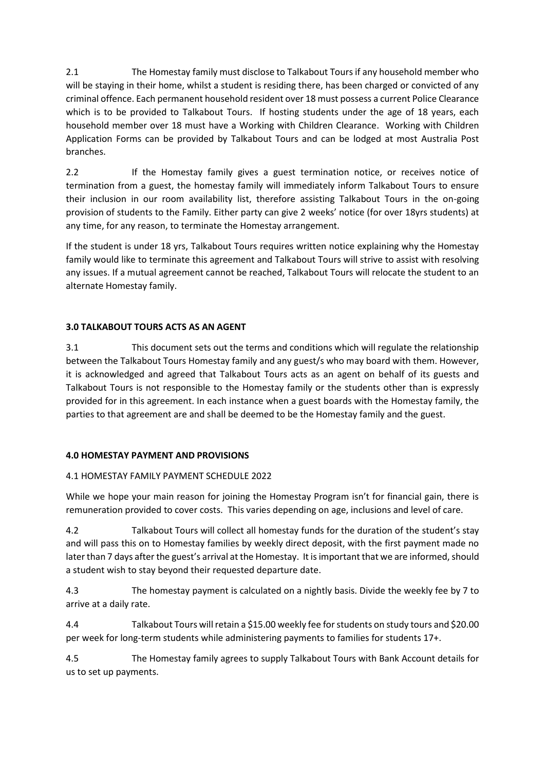2.1 The Homestay family must disclose to Talkabout Tours if any household member who will be staying in their home, whilst a student is residing there, has been charged or convicted of any criminal offence. Each permanent household resident over 18 must possess a current Police Clearance which is to be provided to Talkabout Tours. If hosting students under the age of 18 years, each household member over 18 must have a Working with Children Clearance. Working with Children Application Forms can be provided by Talkabout Tours and can be lodged at most Australia Post branches.

2.2 If the Homestay family gives a guest termination notice, or receives notice of termination from a guest, the homestay family will immediately inform Talkabout Tours to ensure their inclusion in our room availability list, therefore assisting Talkabout Tours in the on-going provision of students to the Family. Either party can give 2 weeks' notice (for over 18yrs students) at any time, for any reason, to terminate the Homestay arrangement.

If the student is under 18 yrs, Talkabout Tours requires written notice explaining why the Homestay family would like to terminate this agreement and Talkabout Tours will strive to assist with resolving any issues. If a mutual agreement cannot be reached, Talkabout Tours will relocate the student to an alternate Homestay family.

## 3.0 TALKABOUT TOURS ACTS AS AN AGENT

3.1 This document sets out the terms and conditions which will regulate the relationship between the Talkabout Tours Homestay family and any guest/s who may board with them. However, it is acknowledged and agreed that Talkabout Tours acts as an agent on behalf of its guests and Talkabout Tours is not responsible to the Homestay family or the students other than is expressly provided for in this agreement. In each instance when a guest boards with the Homestay family, the parties to that agreement are and shall be deemed to be the Homestay family and the guest.

## 4.0 HOMESTAY PAYMENT AND PROVISIONS

### 4.1 HOMESTAY FAMILY PAYMENT SCHEDULE 2022

While we hope your main reason for joining the Homestay Program isn't for financial gain, there is remuneration provided to cover costs. This varies depending on age, inclusions and level of care.

4.2 Talkabout Tours will collect all homestay funds for the duration of the student's stay and will pass this on to Homestay families by weekly direct deposit, with the first payment made no later than 7 days after the guest's arrival at the Homestay. It is important that we are informed, should a student wish to stay beyond their requested departure date.

4.3 The homestay payment is calculated on a nightly basis. Divide the weekly fee by 7 to arrive at a daily rate.

4.4 Talkabout Tours will retain a $15.00 weekly fee for students on study tours and $20.00 per week for long-term students while administering payments to families for students 17+.

4.5 The Homestay family agrees to supply Talkabout Tours with Bank Account details for us to set up payments.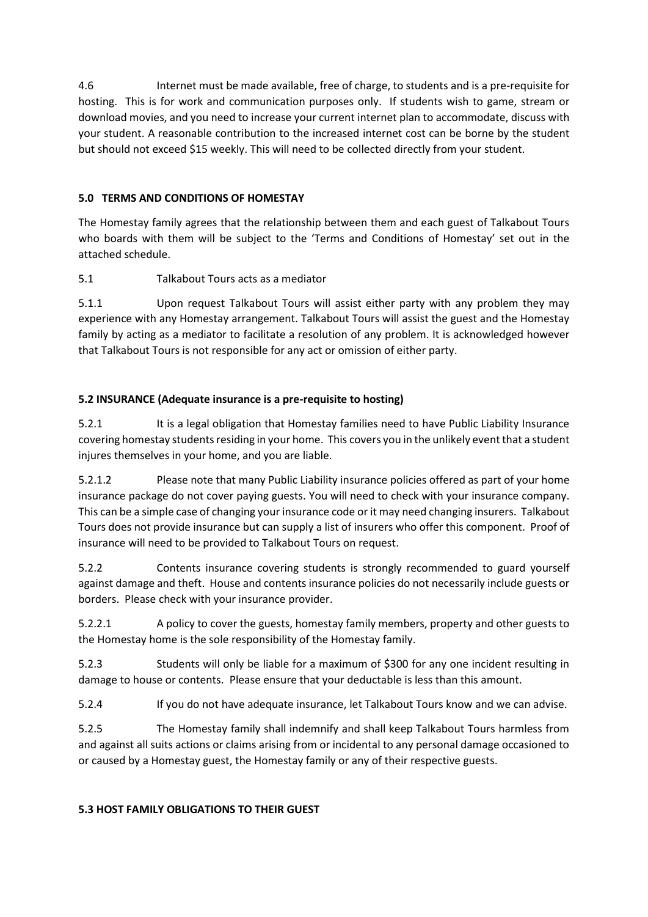4.6 Internet must be made available, free of charge, to students and is a pre-requisite for hosting. This is for work and communication purposes only. If students wish to game, stream or download movies, and you need to increase your current internet plan to accommodate, discuss with your student. A reasonable contribution to the increased internet cost can be borne by the student but should not exceed $15 weekly. This will need to be collected directly from your student.

## 5.0 TERMS AND CONDITIONS OF HOMESTAY

The Homestay family agrees that the relationship between them and each guest of Talkabout Tours who boards with them will be subject to the 'Terms and Conditions of Homestay' set out in the attached schedule.

5.1 Talkabout Tours acts as a mediator

5.1.1 Upon request Talkabout Tours will assist either party with any problem they may experience with any Homestay arrangement. Talkabout Tours will assist the guest and the Homestay family by acting as a mediator to facilitate a resolution of any problem. It is acknowledged however that Talkabout Tours is not responsible for any act or omission of either party.

### 5.2 INSURANCE (Adequate insurance is a pre-requisite to hosting)

5.2.1 It is a legal obligation that Homestay families need to have Public Liability Insurance covering homestay students residing in your home. This covers you in the unlikely event that a student injures themselves in your home, and you are liable.

5.2.1.2 Please note that many Public Liability insurance policies offered as part of your home insurance package do not cover paying guests. You will need to check with your insurance company. This can be a simple case of changing your insurance code or it may need changing insurers. Talkabout Tours does not provide insurance but can supply a list of insurers who offer this component. Proof of insurance will need to be provided to Talkabout Tours on request.

5.2.2 Contents insurance covering students is strongly recommended to guard yourself against damage and theft. House and contents insurance policies do not necessarily include guests or borders. Please check with your insurance provider.

5.2.2.1 A policy to cover the guests, homestay family members, property and other guests to the Homestay home is the sole responsibility of the Homestay family.

5.2.3 Students will only be liable for a maximum of $300 for any one incident resulting in damage to house or contents. Please ensure that your deductable is less than this amount.

5.2.4 If you do not have adequate insurance, let Talkabout Tours know and we can advise.

5.2.5 The Homestay family shall indemnify and shall keep Talkabout Tours harmless from and against all suits actions or claims arising from or incidental to any personal damage occasioned to or caused by a Homestay guest, the Homestay family or any of their respective guests.

### 5.3 HOST FAMILY OBLIGATIONS TO THEIR GUEST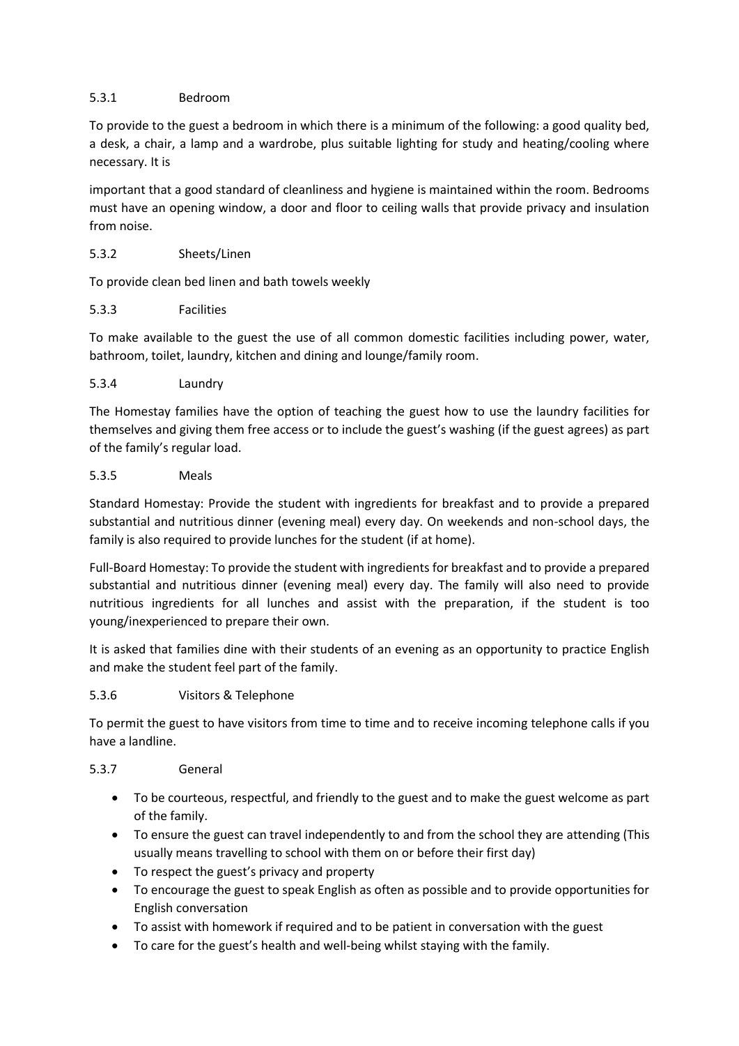#### 5.3.1 Bedroom

To provide to the guest a bedroom in which there is a minimum of the following: a good quality bed, a desk, a chair, a lamp and a wardrobe, plus suitable lighting for study and heating/cooling where necessary. It is

important that a good standard of cleanliness and hygiene is maintained within the room. Bedrooms must have an opening window, a door and floor to ceiling walls that provide privacy and insulation from noise.

#### 5.3.2 Sheets/Linen

To provide clean bed linen and bath towels weekly

#### 5.3.3 Facilities

To make available to the guest the use of all common domestic facilities including power, water, bathroom, toilet, laundry, kitchen and dining and lounge/family room.

#### 5.3.4 Laundry

The Homestay families have the option of teaching the guest how to use the laundry facilities for themselves and giving them free access or to include the guest's washing (if the guest agrees) as part of the family's regular load.

#### 5.3.5 Meals

Standard Homestay: Provide the student with ingredients for breakfast and to provide a prepared substantial and nutritious dinner (evening meal) every day. On weekends and non-school days, the family is also required to provide lunches for the student (if at home).

Full-Board Homestay: To provide the student with ingredients for breakfast and to provide a prepared substantial and nutritious dinner (evening meal) every day. The family will also need to provide nutritious ingredients for all lunches and assist with the preparation, if the student is too young/inexperienced to prepare their own.

It is asked that families dine with their students of an evening as an opportunity to practice English and make the student feel part of the family.

#### 5.3.6 Visitors & Telephone

To permit the guest to have visitors from time to time and to receive incoming telephone calls if you have a landline.

#### 5.3.7 General

- To be courteous, respectful, and friendly to the guest and to make the guest welcome as part of the family.
- To ensure the guest can travel independently to and from the school they are attending (This usually means travelling to school with them on or before their first day)
- To respect the guest's privacy and property
- To encourage the guest to speak English as often as possible and to provide opportunities for English conversation
- To assist with homework if required and to be patient in conversation with the guest
- To care for the guest's health and well-being whilst staying with the family.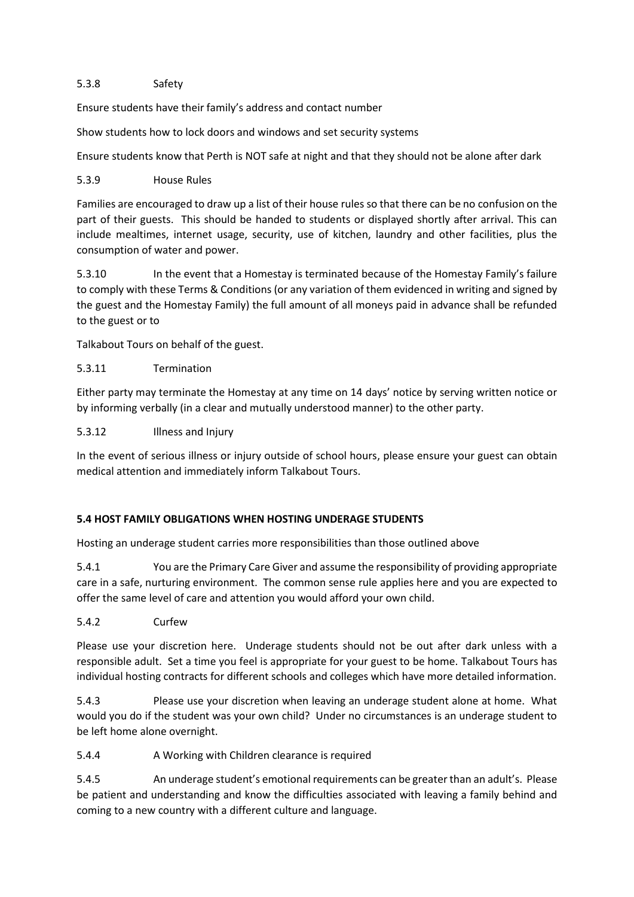5.3.8 Safety

Ensure students have their family's address and contact number

Show students how to lock doors and windows and set security systems

Ensure students know that Perth is NOT safe at night and that they should not be alone after dark

5.3.9 House Rules

Families are encouraged to draw up a list of their house rules so that there can be no confusion on the part of their guests. This should be handed to students or displayed shortly after arrival. This can include mealtimes, internet usage, security, use of kitchen, laundry and other facilities, plus the consumption of water and power.

5.3.10 In the event that a Homestay is terminated because of the Homestay Family's failure to comply with these Terms & Conditions (or any variation of them evidenced in writing and signed by the guest and the Homestay Family) the full amount of all moneys paid in advance shall be refunded to the guest or to

Talkabout Tours on behalf of the guest.

5.3.11 Termination

Either party may terminate the Homestay at any time on 14 days' notice by serving written notice or by informing verbally (in a clear and mutually understood manner) to the other party.

5.3.12 Illness and Injury

In the event of serious illness or injury outside of school hours, please ensure your guest can obtain medical attention and immediately inform Talkabout Tours.

**5.4 HOST FAMILY OBLIGATIONS WHEN HOSTING UNDERAGE STUDENTS**

Hosting an underage student carries more responsibilities than those outlined above

5.4.1 You are the Primary Care Giver and assume the responsibility of providing appropriate care in a safe, nurturing environment. The common sense rule applies here and you are expected to offer the same level of care and attention you would afford your own child.

5.4.2 Curfew

Please use your discretion here. Underage students should not be out after dark unless with a responsible adult. Set a time you feel is appropriate for your guest to be home. Talkabout Tours has individual hosting contracts for different schools and colleges which have more detailed information.

5.4.3 Please use your discretion when leaving an underage student alone at home. What would you do if the student was your own child? Under no circumstances is an underage student to be left home alone overnight.

5.4.4 A Working with Children clearance is required

5.4.5 An underage student's emotional requirements can be greater than an adult's. Please be patient and understanding and know the difficulties associated with leaving a family behind and coming to a new country with a different culture and language.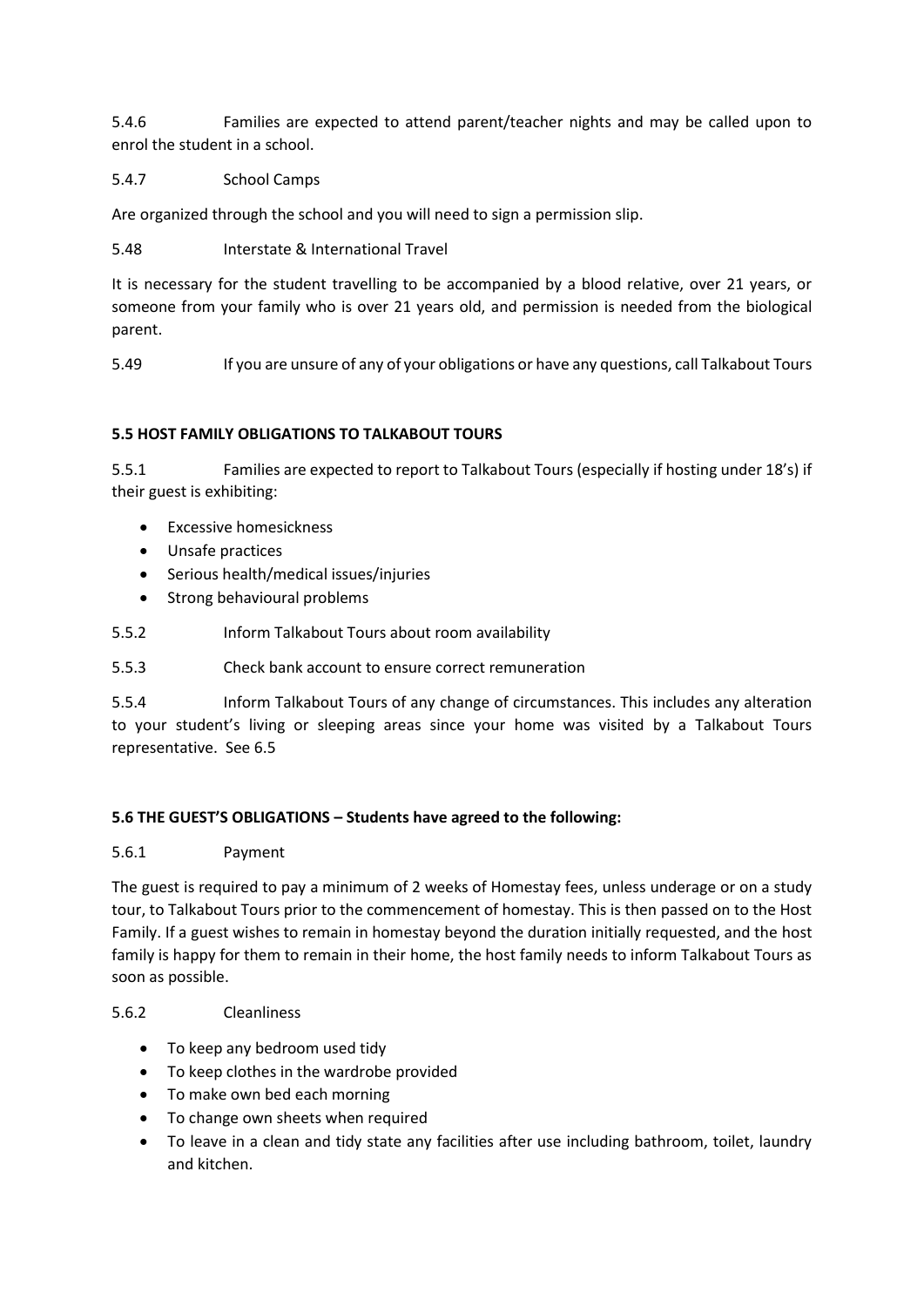5.4.6 Families are expected to attend parent/teacher nights and may be called upon to enrol the student in a school.

5.4.7 School Camps

Are organized through the school and you will need to sign a permission slip.

5.48 Interstate & International Travel

It is necessary for the student travelling to be accompanied by a blood relative, over 21 years, or someone from your family who is over 21 years old, and permission is needed from the biological parent.

5.49 If you are unsure of any of your obligations or have any questions, call Talkabout Tours

**5.5 HOST FAMILY OBLIGATIONS TO TALKABOUT TOURS**

5.5.1 Families are expected to report to Talkabout Tours (especially if hosting under 18's) if their guest is exhibiting:

- Excessive homesickness
- Unsafe practices
- Serious health/medical issues/injuries
- Strong behavioural problems

5.5.2 Inform Talkabout Tours about room availability

5.5.3 Check bank account to ensure correct remuneration

5.5.4 Inform Talkabout Tours of any change of circumstances. This includes any alteration to your student's living or sleeping areas since your home was visited by a Talkabout Tours representative. See 6.5

**5.6 THE GUEST'S OBLIGATIONS – Students have agreed to the following:**

5.6.1 Payment

The guest is required to pay a minimum of 2 weeks of Homestay fees, unless underage or on a study tour, to Talkabout Tours prior to the commencement of homestay. This is then passed on to the Host Family. If a guest wishes to remain in homestay beyond the duration initially requested, and the host family is happy for them to remain in their home, the host family needs to inform Talkabout Tours as soon as possible.

5.6.2 Cleanliness

- To keep any bedroom used tidy
- To keep clothes in the wardrobe provided
- To make own bed each morning
- To change own sheets when required
- To leave in a clean and tidy state any facilities after use including bathroom, toilet, laundry and kitchen.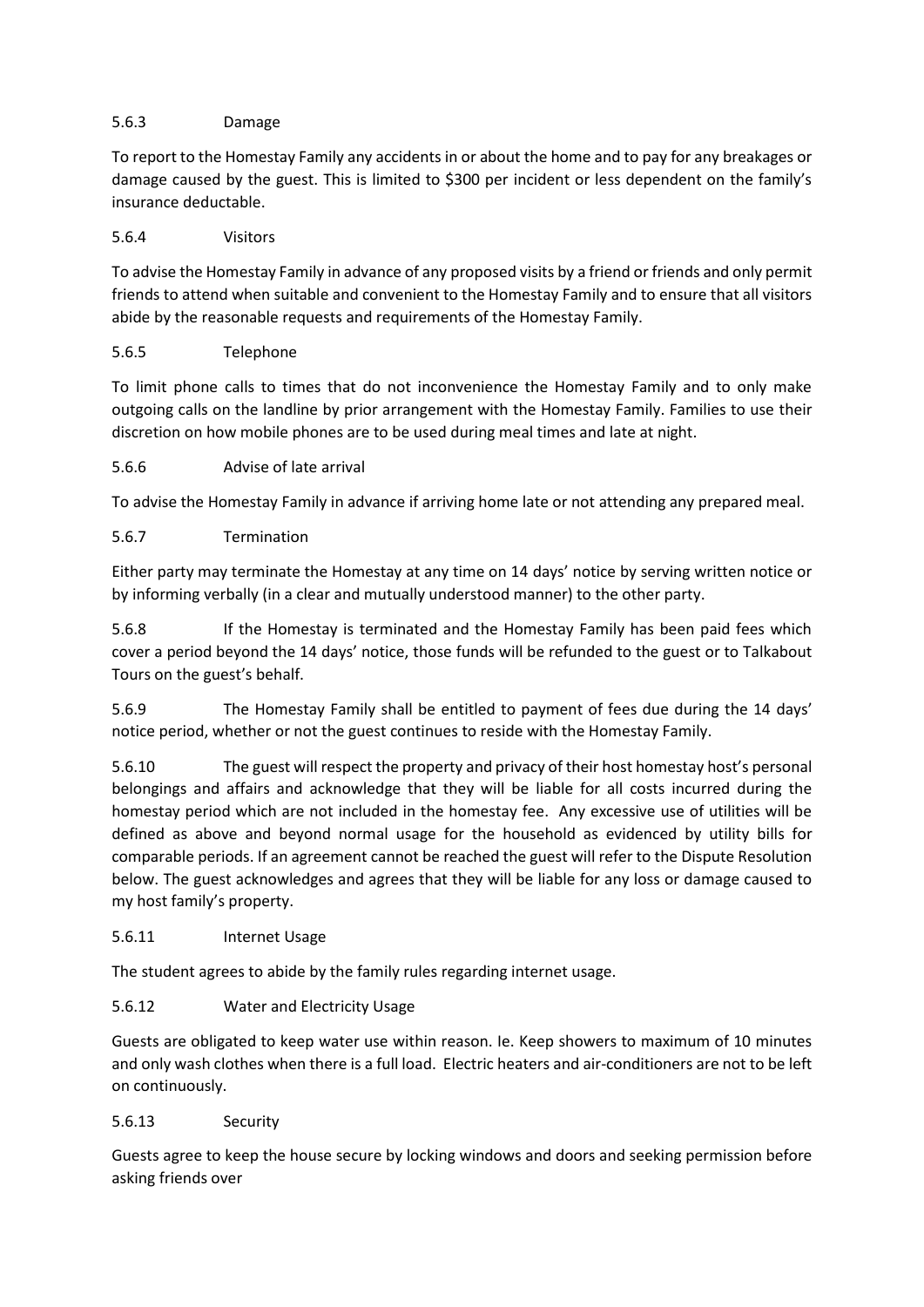#### 5.6.3 Damage

To report to the Homestay Family any accidents in or about the home and to pay for any breakages or damage caused by the guest. This is limited to $300 per incident or less dependent on the family's insurance deductable.

#### 5.6.4 Visitors

To advise the Homestay Family in advance of any proposed visits by a friend or friends and only permit friends to attend when suitable and convenient to the Homestay Family and to ensure that all visitors abide by the reasonable requests and requirements of the Homestay Family.

#### 5.6.5 Telephone

To limit phone calls to times that do not inconvenience the Homestay Family and to only make outgoing calls on the landline by prior arrangement with the Homestay Family. Families to use their discretion on how mobile phones are to be used during meal times and late at night.

#### 5.6.6 Advise of late arrival

To advise the Homestay Family in advance if arriving home late or not attending any prepared meal.

#### 5.6.7 Termination

Either party may terminate the Homestay at any time on 14 days' notice by serving written notice or by informing verbally (in a clear and mutually understood manner) to the other party.

5.6.8 If the Homestay is terminated and the Homestay Family has been paid fees which cover a period beyond the 14 days' notice, those funds will be refunded to the guest or to Talkabout Tours on the guest's behalf.

5.6.9 The Homestay Family shall be entitled to payment of fees due during the 14 days' notice period, whether or not the guest continues to reside with the Homestay Family.

5.6.10 The guest will respect the property and privacy of their host homestay host's personal belongings and affairs and acknowledge that they will be liable for all costs incurred during the homestay period which are not included in the homestay fee. Any excessive use of utilities will be defined as above and beyond normal usage for the household as evidenced by utility bills for comparable periods. If an agreement cannot be reached the guest will refer to the Dispute Resolution below. The guest acknowledges and agrees that they will be liable for any loss or damage caused to my host family's property.

#### 5.6.11 Internet Usage

The student agrees to abide by the family rules regarding internet usage.

#### 5.6.12 Water and Electricity Usage

Guests are obligated to keep water use within reason. Ie. Keep showers to maximum of 10 minutes and only wash clothes when there is a full load. Electric heaters and air-conditioners are not to be left on continuously.

#### 5.6.13 Security

Guests agree to keep the house secure by locking windows and doors and seeking permission before asking friends over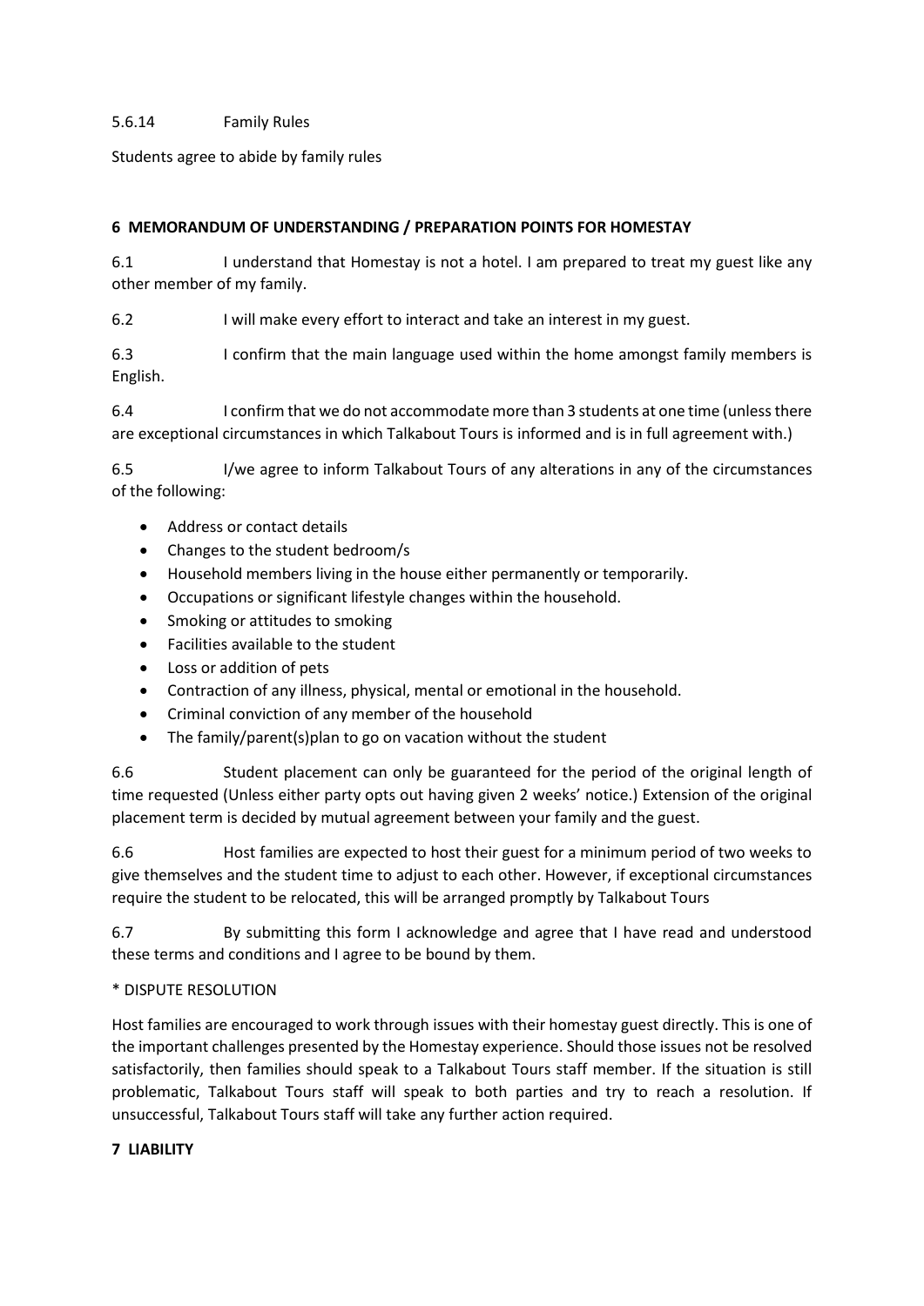5.6.14 Family Rules

Students agree to abide by family rules

## 6 MEMORANDUM OF UNDERSTANDING / PREPARATION POINTS FOR HOMESTAY

6.1 I understand that Homestay is not a hotel. I am prepared to treat my guest like any other member of my family.

6.2 I will make every effort to interact and take an interest in my guest.

6.3 I confirm that the main language used within the home amongst family members is English.

6.4 I confirm that we do not accommodate more than 3 students at one time (unless there are exceptional circumstances in which Talkabout Tours is informed and is in full agreement with.)

6.5 I/we agree to inform Talkabout Tours of any alterations in any of the circumstances of the following:

- Address or contact details
- Changes to the student bedroom/s
- Household members living in the house either permanently or temporarily.
- Occupations or significant lifestyle changes within the household.
- Smoking or attitudes to smoking
- Facilities available to the student
- Loss or addition of pets
- Contraction of any illness, physical, mental or emotional in the household.
- Criminal conviction of any member of the household
- The family/parent(s)plan to go on vacation without the student

6.6 Student placement can only be guaranteed for the period of the original length of time requested (Unless either party opts out having given 2 weeks' notice.) Extension of the original placement term is decided by mutual agreement between your family and the guest.

6.6 Host families are expected to host their guest for a minimum period of two weeks to give themselves and the student time to adjust to each other. However, if exceptional circumstances require the student to be relocated, this will be arranged promptly by Talkabout Tours

6.7 By submitting this form I acknowledge and agree that I have read and understood these terms and conditions and I agree to be bound by them.

* DISPUTE RESOLUTION

Host families are encouraged to work through issues with their homestay guest directly. This is one of the important challenges presented by the Homestay experience. Should those issues not be resolved satisfactorily, then families should speak to a Talkabout Tours staff member. If the situation is still problematic, Talkabout Tours staff will speak to both parties and try to reach a resolution. If unsuccessful, Talkabout Tours staff will take any further action required.

## 7 LIABILITY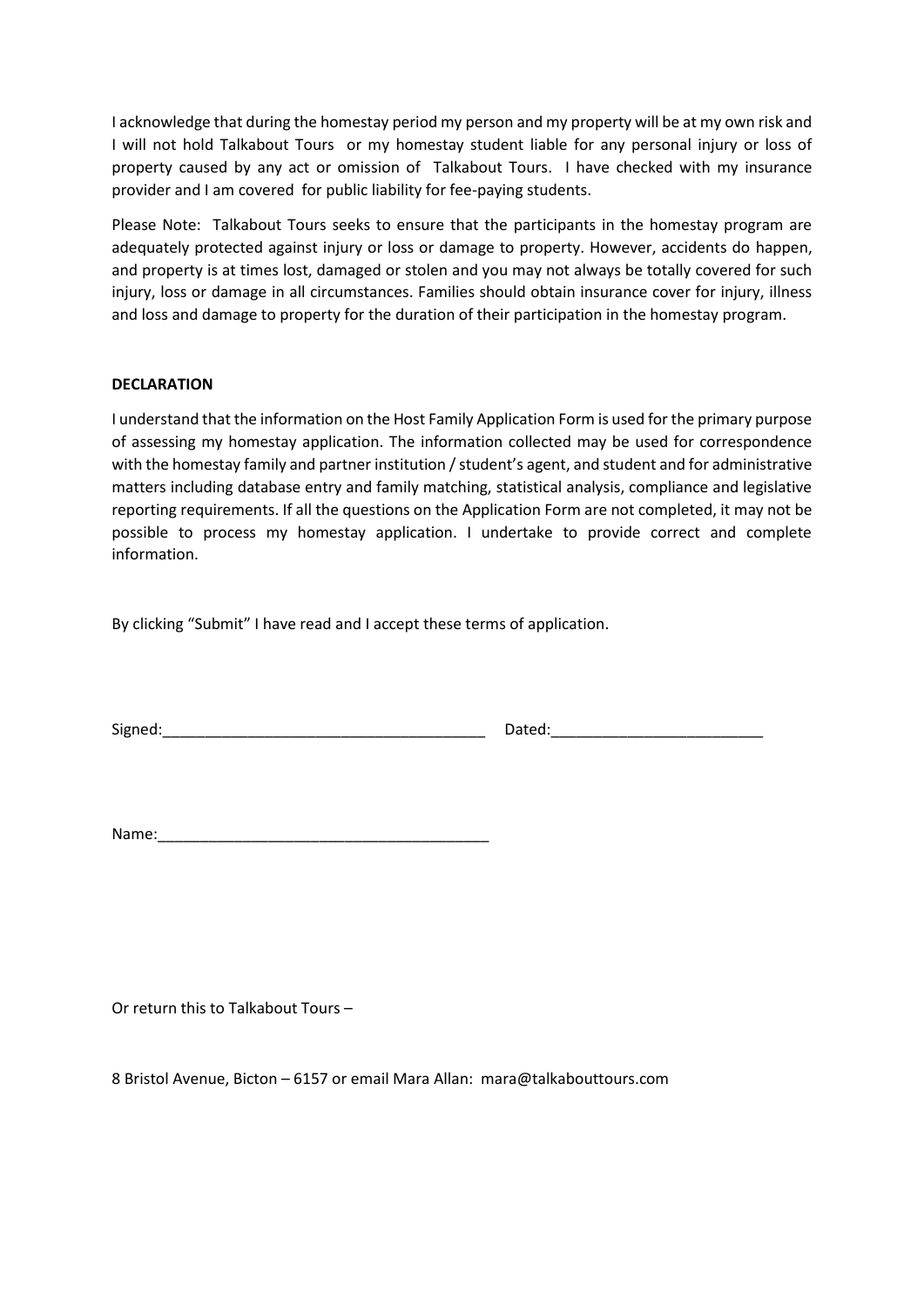I acknowledge that during the homestay period my person and my property will be at my own risk and I will not hold Talkabout Tours or my homestay student liable for any personal injury or loss of property caused by any act or omission of Talkabout Tours. I have checked with my insurance provider and I am covered for public liability for fee-paying students.

Please Note: Talkabout Tours seeks to ensure that the participants in the homestay program are adequately protected against injury or loss or damage to property. However, accidents do happen, and property is at times lost, damaged or stolen and you may not always be totally covered for such injury, loss or damage in all circumstances. Families should obtain insurance cover for injury, illness and loss and damage to property for the duration of their participation in the homestay program.

**DECLARATION**

I understand that the information on the Host Family Application Form is used for the primary purpose of assessing my homestay application. The information collected may be used for correspondence with the homestay family and partner institution / student's agent, and student and for administrative matters including database entry and family matching, statistical analysis, compliance and legislative reporting requirements. If all the questions on the Application Form are not completed, it may not be possible to process my homestay application. I undertake to provide correct and complete information.

By clicking "Submit" I have read and I accept these terms of application.

Signed:______________________________________ Dated:_________________________

Name:_______________________________________

Or return this to Talkabout Tours –

8 Bristol Avenue, Bicton – 6157 or email Mara Allan: mara@talkabouttours.com